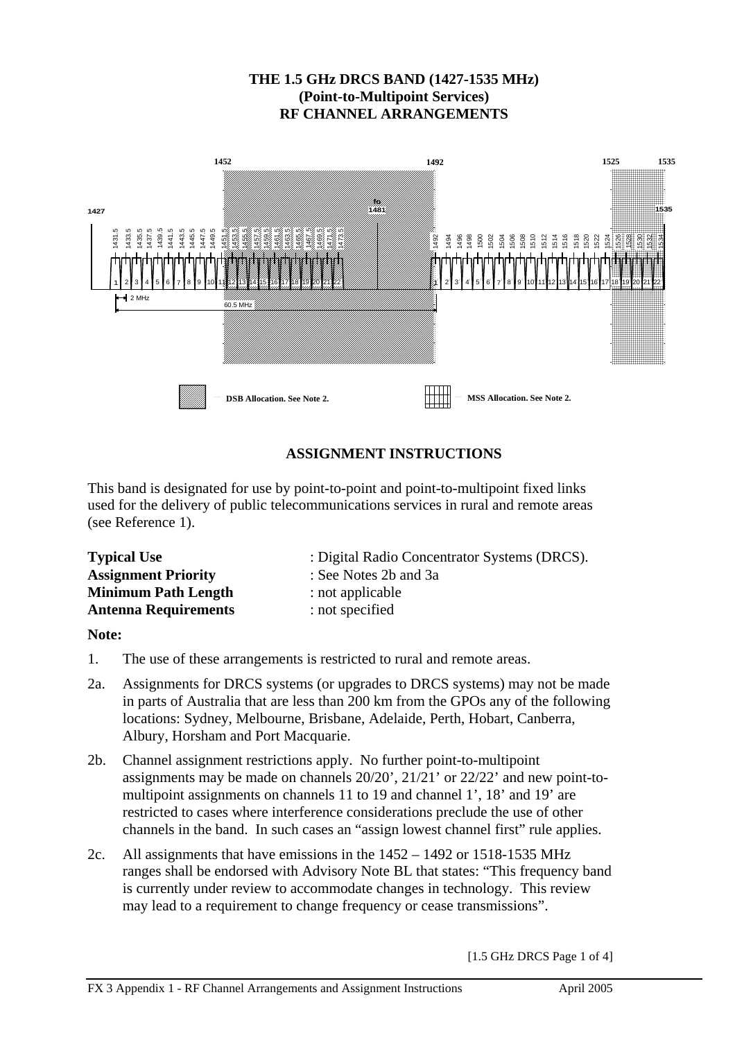# THE 1.5 GHz DRCS BAND (1427-1535 MHz)
## (Point-to-Multipoint Services)
## RF CHANNEL ARRANGEMENTS

1452 | 1492 | 1525 | 1535

1427 | fo 1481 | 1535

1431.5 1433.5 1435.5 1437.5 1439.5 1441.5 1443.5 1445.5 1447.5 1449.5 1451.5 1453.5 1455.5 1457.5 1459.5 1461.5 1463.5 1465.5 1467.5 1469.5 1471.5 1473.5

1492 1494 1496 1498 1500 1502 1504 1506 1508 1510 1512 1514 1516 1518 1520 1522 1524 1526 1528 1530 1532 1534

1 2 3 4 5 6 7 8 9 10 11 12 13 14 15 16 17 18 19 20 21 22 | 1 2 3 4 5 6 7 8 9 10 11 12 13 14 15 16 17 18 19 20 21 22

2 MHz

60.5 MHz

DSB Allocation. See Note 2.

MSS Allocation. See Note 2.

## ASSIGNMENT INSTRUCTIONS

This band is designated for use by point-to-point and point-to-multipoint fixed links used for the delivery of public telecommunications services in rural and remote areas (see Reference 1).

| | |
|---|---|
| **Typical Use** | : Digital Radio Concentrator Systems (DRCS). |
| **Assignment Priority** | : See Notes 2b and 3a |
| **Minimum Path Length** | : not applicable |
| **Antenna Requirements** | : not specified |

**Note:**

1. The use of these arrangements is restricted to rural and remote areas.

2a. Assignments for DRCS systems (or upgrades to DRCS systems) may not be made in parts of Australia that are less than 200 km from the GPOs any of the following locations: Sydney, Melbourne, Brisbane, Adelaide, Perth, Hobart, Canberra, Albury, Horsham and Port Macquarie.

2b. Channel assignment restrictions apply. No further point-to-multipoint assignments may be made on channels 20/20', 21/21' or 22/22' and new point-to-multipoint assignments on channels 11 to 19 and channel 1', 18' and 19' are restricted to cases where interference considerations preclude the use of other channels in the band. In such cases an "assign lowest channel first" rule applies.

2c. All assignments that have emissions in the 1452 – 1492 or 1518-1535 MHz ranges shall be endorsed with Advisory Note BL that states: "This frequency band is currently under review to accommodate changes in technology. This review may lead to a requirement to change frequency or cease transmissions".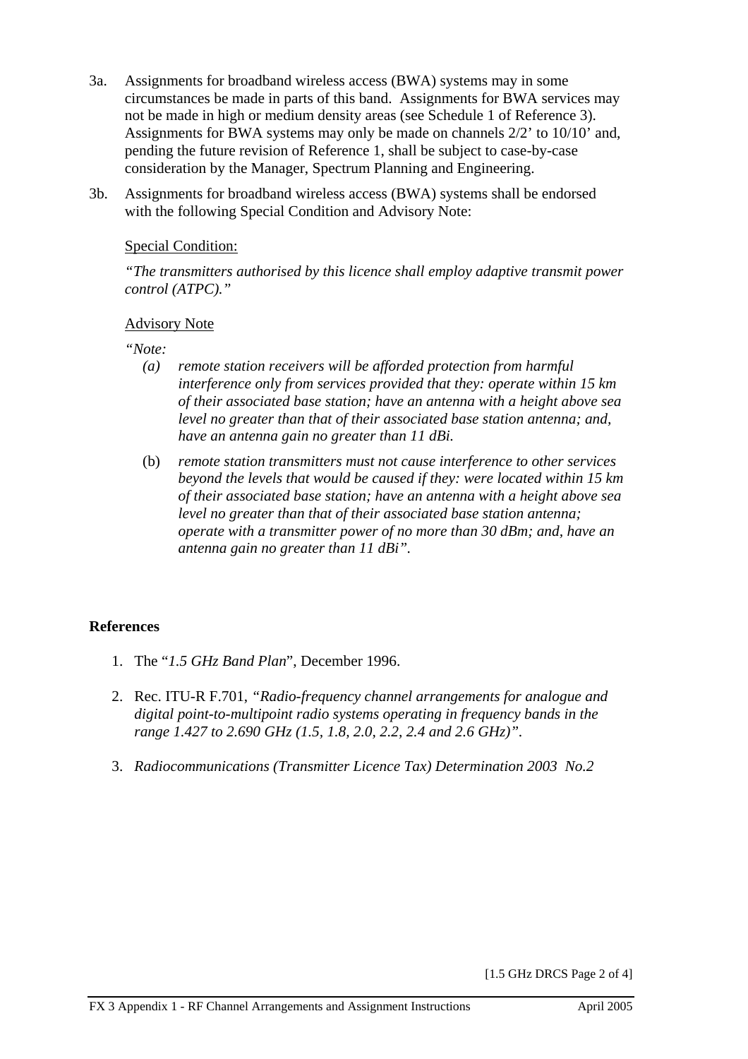3a. Assignments for broadband wireless access (BWA) systems may in some circumstances be made in parts of this band. Assignments for BWA services may not be made in high or medium density areas (see Schedule 1 of Reference 3). Assignments for BWA systems may only be made on channels 2/2' to 10/10' and, pending the future revision of Reference 1, shall be subject to case-by-case consideration by the Manager, Spectrum Planning and Engineering.

3b. Assignments for broadband wireless access (BWA) systems shall be endorsed with the following Special Condition and Advisory Note:

Special Condition:

*"The transmitters authorised by this licence shall employ adaptive transmit power control (ATPC)."*

Advisory Note

*"Note:*

*(a) remote station receivers will be afforded protection from harmful interference only from services provided that they: operate within 15 km of their associated base station; have an antenna with a height above sea level no greater than that of their associated base station antenna; and, have an antenna gain no greater than 11 dBi.*

(b) *remote station transmitters must not cause interference to other services beyond the levels that would be caused if they: were located within 15 km of their associated base station; have an antenna with a height above sea level no greater than that of their associated base station antenna; operate with a transmitter power of no more than 30 dBm; and, have an antenna gain no greater than 11 dBi".*

## References

1. The "*1.5 GHz Band Plan*", December 1996.

2. Rec. ITU-R F.701, *"Radio-frequency channel arrangements for analogue and digital point-to-multipoint radio systems operating in frequency bands in the range 1.427 to 2.690 GHz (1.5, 1.8, 2.0, 2.2, 2.4 and 2.6 GHz)".*

3. *Radiocommunications (Transmitter Licence Tax) Determination 2003 No.2*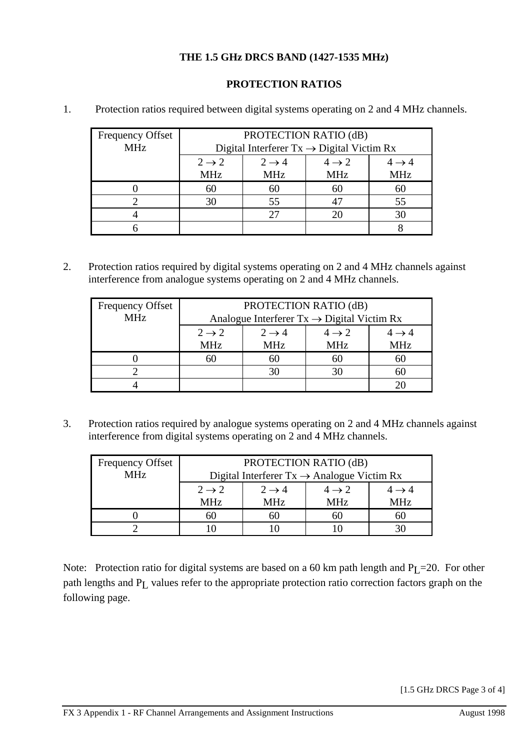**THE 1.5 GHz DRCS BAND (1427-1535 MHz)**

**PROTECTION RATIOS**

1. Protection ratios required between digital systems operating on 2 and 4 MHz channels.

| Frequency Offset MHz | PROTECTION RATIO (dB) Digital Interferer Tx → Digital Victim Rx | | | |
|---|---|---|---|---|
| | 2 → 2 MHz | 2 → 4 MHz | 4 → 2 MHz | 4 → 4 MHz |
| 0 | 60 | 60 | 60 | 60 |
| 2 | 30 | 55 | 47 | 55 |
| 4 | | 27 | 20 | 30 |
| 6 | | | | 8 |

2. Protection ratios required by digital systems operating on 2 and 4 MHz channels against interference from analogue systems operating on 2 and 4 MHz channels.

| Frequency Offset MHz | PROTECTION RATIO (dB) Analogue Interferer Tx → Digital Victim Rx | | | |
|---|---|---|---|---|
| | 2 → 2 MHz | 2 → 4 MHz | 4 → 2 MHz | 4 → 4 MHz |
| 0 | 60 | 60 | 60 | 60 |
| 2 | | 30 | 30 | 60 |
| 4 | | | | 20 |

3. Protection ratios required by analogue systems operating on 2 and 4 MHz channels against interference from digital systems operating on 2 and 4 MHz channels.

| Frequency Offset MHz | PROTECTION RATIO (dB) Digital Interferer Tx → Analogue Victim Rx | | | |
|---|---|---|---|---|
| | 2 → 2 MHz | 2 → 4 MHz | 4 → 2 MHz | 4 → 4 MHz |
| 0 | 60 | 60 | 60 | 60 |
| 2 | 10 | 10 | 10 | 30 |

Note: Protection ratio for digital systems are based on a 60 km path length and $P_L$=20. For other path lengths and $P_L$ values refer to the appropriate protection ratio correction factors graph on the following page.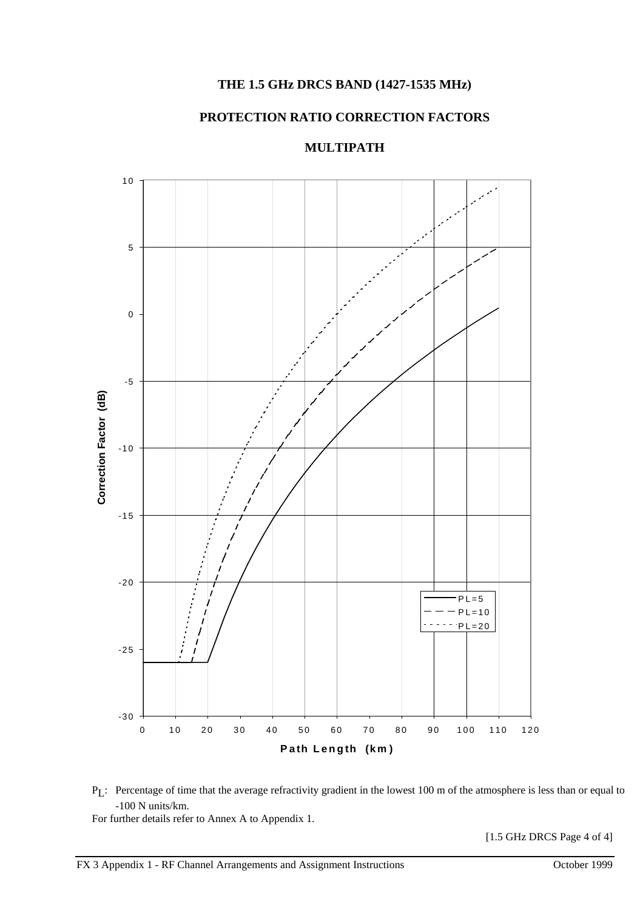**THE 1.5 GHz DRCS BAND (1427-1535 MHz)**

**PROTECTION RATIO CORRECTION FACTORS**

**MULTIPATH**

Correction Factor (dB)

10
5
0
-5
-10
-15
-20
-25
-30

0 10 20 30 40 50 60 70 80 90 100 110 120

**Path Length (km)**

PL=5
PL=10
PL=20

$P_L$: Percentage of time that the average refractivity gradient in the lowest 100 m of the atmosphere is less than or equal to -100 N units/km.

For further details refer to Annex A to Appendix 1.

[1.5 GHz DRCS Page 4 of 4]